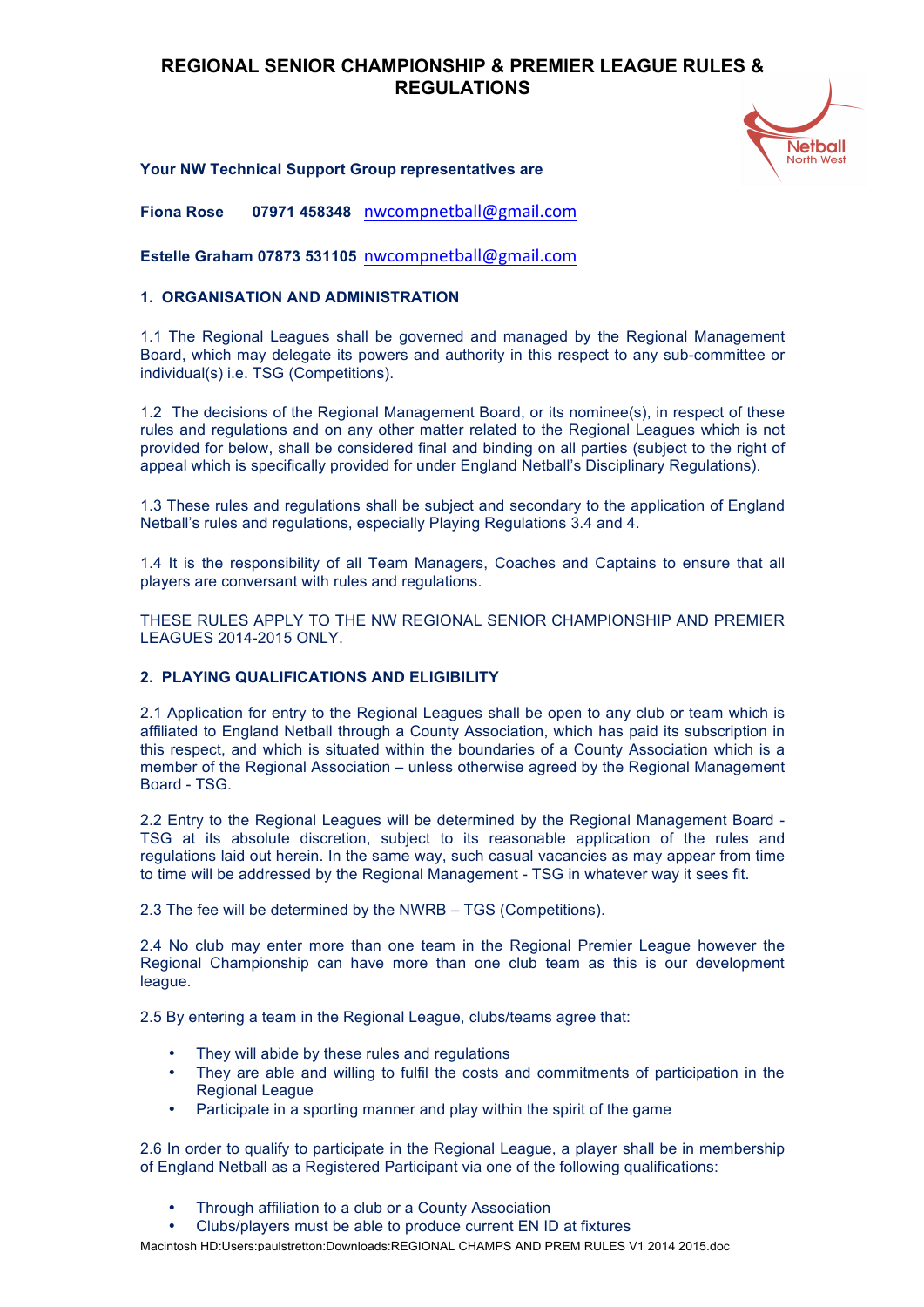# REGIONAL SENIOR CHAMPIONSHIP & PREMIER LEAGUE RULES & REGULATIONS

**Your NW Technical Support Group representatives are**

**Fiona Rose 07971 458348** nwcompnetball@gmail.com

**Estelle Graham 07873 531105** nwcompnetball@gmail.com

## 1. ORGANISATION AND ADMINISTRATION

1.1 The Regional Leagues shall be governed and managed by the Regional Management Board, which may delegate its powers and authority in this respect to any sub-committee or individual(s) i.e. TSG (Competitions).

1.2 The decisions of the Regional Management Board, or its nominee(s), in respect of these rules and regulations and on any other matter related to the Regional Leagues which is not provided for below, shall be considered final and binding on all parties (subject to the right of appeal which is specifically provided for under England Netball's Disciplinary Regulations).

1.3 These rules and regulations shall be subject and secondary to the application of England Netball's rules and regulations, especially Playing Regulations 3.4 and 4.

1.4 It is the responsibility of all Team Managers, Coaches and Captains to ensure that all players are conversant with rules and regulations.

THESE RULES APPLY TO THE NW REGIONAL SENIOR CHAMPIONSHIP AND PREMIER LEAGUES 2014-2015 ONLY.

## 2. PLAYING QUALIFICATIONS AND ELIGIBILITY

2.1 Application for entry to the Regional Leagues shall be open to any club or team which is affiliated to England Netball through a County Association, which has paid its subscription in this respect, and which is situated within the boundaries of a County Association which is a member of the Regional Association – unless otherwise agreed by the Regional Management Board - TSG.

2.2 Entry to the Regional Leagues will be determined by the Regional Management Board - TSG at its absolute discretion, subject to its reasonable application of the rules and regulations laid out herein. In the same way, such casual vacancies as may appear from time to time will be addressed by the Regional Management - TSG in whatever way it sees fit.

2.3 The fee will be determined by the NWRB – TGS (Competitions).

2.4 No club may enter more than one team in the Regional Premier League however the Regional Championship can have more than one club team as this is our development league.

2.5 By entering a team in the Regional League, clubs/teams agree that:

- They will abide by these rules and regulations
- They are able and willing to fulfil the costs and commitments of participation in the Regional League
- Participate in a sporting manner and play within the spirit of the game

2.6 In order to qualify to participate in the Regional League, a player shall be in membership of England Netball as a Registered Participant via one of the following qualifications:

- Through affiliation to a club or a County Association
- Clubs/players must be able to produce current EN ID at fixtures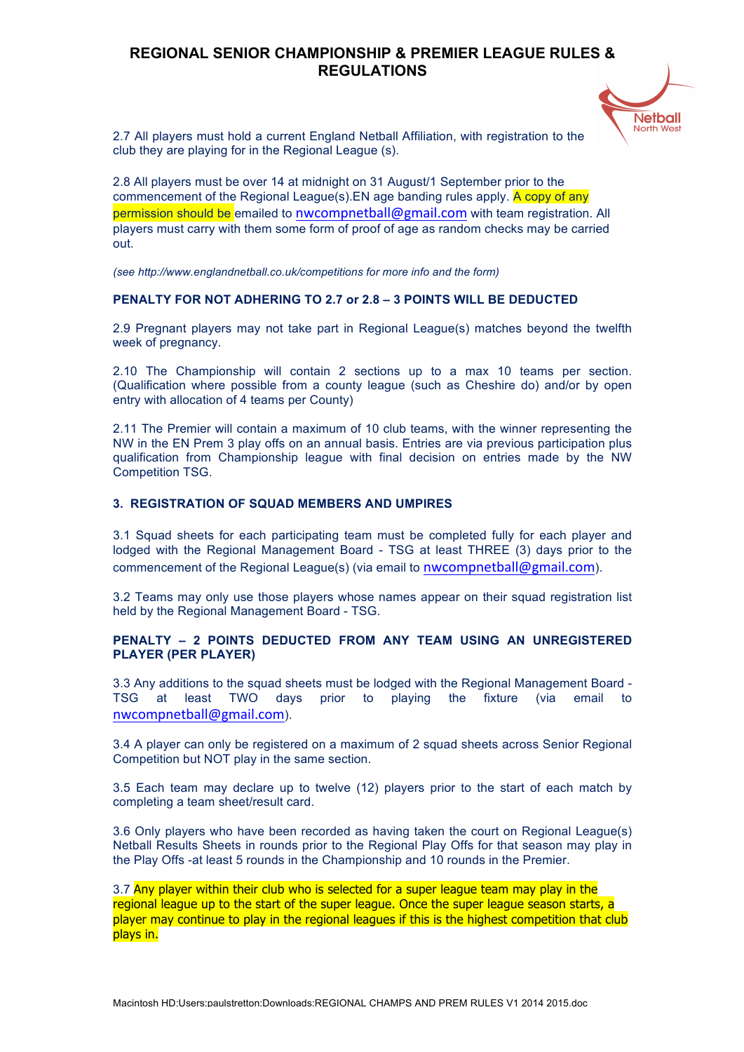2.7 All players must hold a current England Netball Affiliation, with registration to the club they are playing for in the Regional League (s).

2.8 All players must be over 14 at midnight on 31 August/1 September prior to the commencement of the Regional League(s).EN age banding rules apply. A copy of any permission should be emailed to nwcompnetball@gmail.com with team registration. All players must carry with them some form of proof of age as random checks may be carried out.

*(see http://www.englandnetball.co.uk/competitions for more info and the form)*

**PENALTY FOR NOT ADHERING TO 2.7 or 2.8 – 3 POINTS WILL BE DEDUCTED**

2.9 Pregnant players may not take part in Regional League(s) matches beyond the twelfth week of pregnancy.

2.10 The Championship will contain 2 sections up to a max 10 teams per section. (Qualification where possible from a county league (such as Cheshire do) and/or by open entry with allocation of 4 teams per County)

2.11 The Premier will contain a maximum of 10 club teams, with the winner representing the NW in the EN Prem 3 play offs on an annual basis. Entries are via previous participation plus qualification from Championship league with final decision on entries made by the NW Competition TSG.

## 3. REGISTRATION OF SQUAD MEMBERS AND UMPIRES

3.1 Squad sheets for each participating team must be completed fully for each player and lodged with the Regional Management Board - TSG at least THREE (3) days prior to the commencement of the Regional League(s) (via email to nwcompnetball@gmail.com).

3.2 Teams may only use those players whose names appear on their squad registration list held by the Regional Management Board - TSG.

**PENALTY – 2 POINTS DEDUCTED FROM ANY TEAM USING AN UNREGISTERED PLAYER (PER PLAYER)**

3.3 Any additions to the squad sheets must be lodged with the Regional Management Board - TSG at least TWO days prior to playing the fixture (via email to nwcompnetball@gmail.com).

3.4 A player can only be registered on a maximum of 2 squad sheets across Senior Regional Competition but NOT play in the same section.

3.5 Each team may declare up to twelve (12) players prior to the start of each match by completing a team sheet/result card.

3.6 Only players who have been recorded as having taken the court on Regional League(s) Netball Results Sheets in rounds prior to the Regional Play Offs for that season may play in the Play Offs -at least 5 rounds in the Championship and 10 rounds in the Premier.

3.7 Any player within their club who is selected for a super league team may play in the regional league up to the start of the super league. Once the super league season starts, a player may continue to play in the regional leagues if this is the highest competition that club plays in.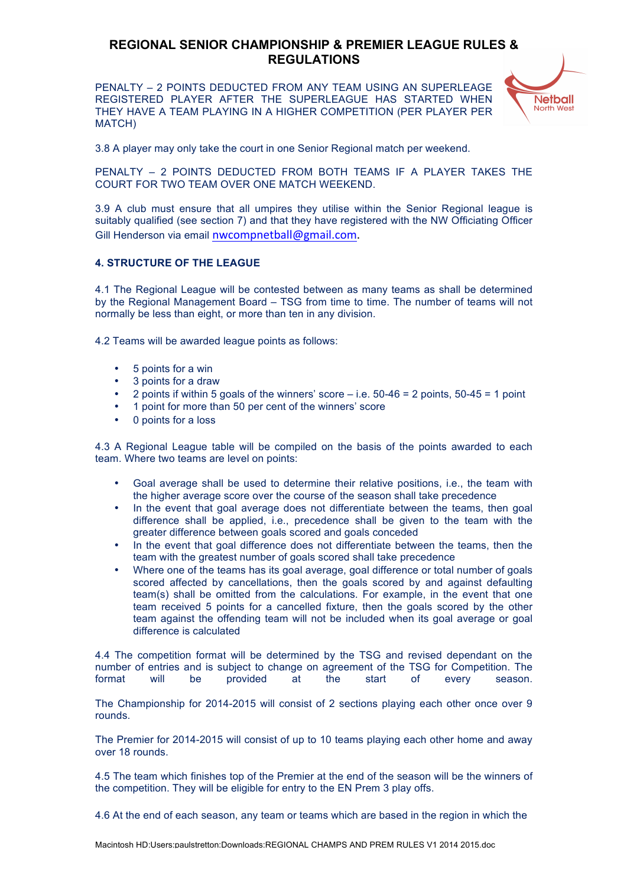## REGIONAL SENIOR CHAMPIONSHIP & PREMIER LEAGUE RULES & REGULATIONS

PENALTY – 2 POINTS DEDUCTED FROM ANY TEAM USING AN SUPERLEAGE REGISTERED PLAYER AFTER THE SUPERLEAGUE HAS STARTED WHEN THEY HAVE A TEAM PLAYING IN A HIGHER COMPETITION (PER PLAYER PER MATCH)

3.8 A player may only take the court in one Senior Regional match per weekend.

PENALTY – 2 POINTS DEDUCTED FROM BOTH TEAMS IF A PLAYER TAKES THE COURT FOR TWO TEAM OVER ONE MATCH WEEKEND.

3.9 A club must ensure that all umpires they utilise within the Senior Regional league is suitably qualified (see section 7) and that they have registered with the NW Officiating Officer Gill Henderson via email nwcompnetball@gmail.com.

**4. STRUCTURE OF THE LEAGUE**

4.1 The Regional League will be contested between as many teams as shall be determined by the Regional Management Board – TSG from time to time. The number of teams will not normally be less than eight, or more than ten in any division.

4.2 Teams will be awarded league points as follows:

- 5 points for a win
- 3 points for a draw
- 2 points if within 5 goals of the winners' score – i.e. 50-46 = 2 points, 50-45 = 1 point
- 1 point for more than 50 per cent of the winners' score
- 0 points for a loss

4.3 A Regional League table will be compiled on the basis of the points awarded to each team. Where two teams are level on points:

- Goal average shall be used to determine their relative positions, i.e., the team with the higher average score over the course of the season shall take precedence
- In the event that goal average does not differentiate between the teams, then goal difference shall be applied, i.e., precedence shall be given to the team with the greater difference between goals scored and goals conceded
- In the event that goal difference does not differentiate between the teams, then the team with the greatest number of goals scored shall take precedence
- Where one of the teams has its goal average, goal difference or total number of goals scored affected by cancellations, then the goals scored by and against defaulting team(s) shall be omitted from the calculations. For example, in the event that one team received 5 points for a cancelled fixture, then the goals scored by the other team against the offending team will not be included when its goal average or goal difference is calculated

4.4 The competition format will be determined by the TSG and revised dependant on the number of entries and is subject to change on agreement of the TSG for Competition. The format will be provided at the start of every season.

The Championship for 2014-2015 will consist of 2 sections playing each other once over 9 rounds.

The Premier for 2014-2015 will consist of up to 10 teams playing each other home and away over 18 rounds.

4.5 The team which finishes top of the Premier at the end of the season will be the winners of the competition. They will be eligible for entry to the EN Prem 3 play offs.

4.6 At the end of each season, any team or teams which are based in the region in which the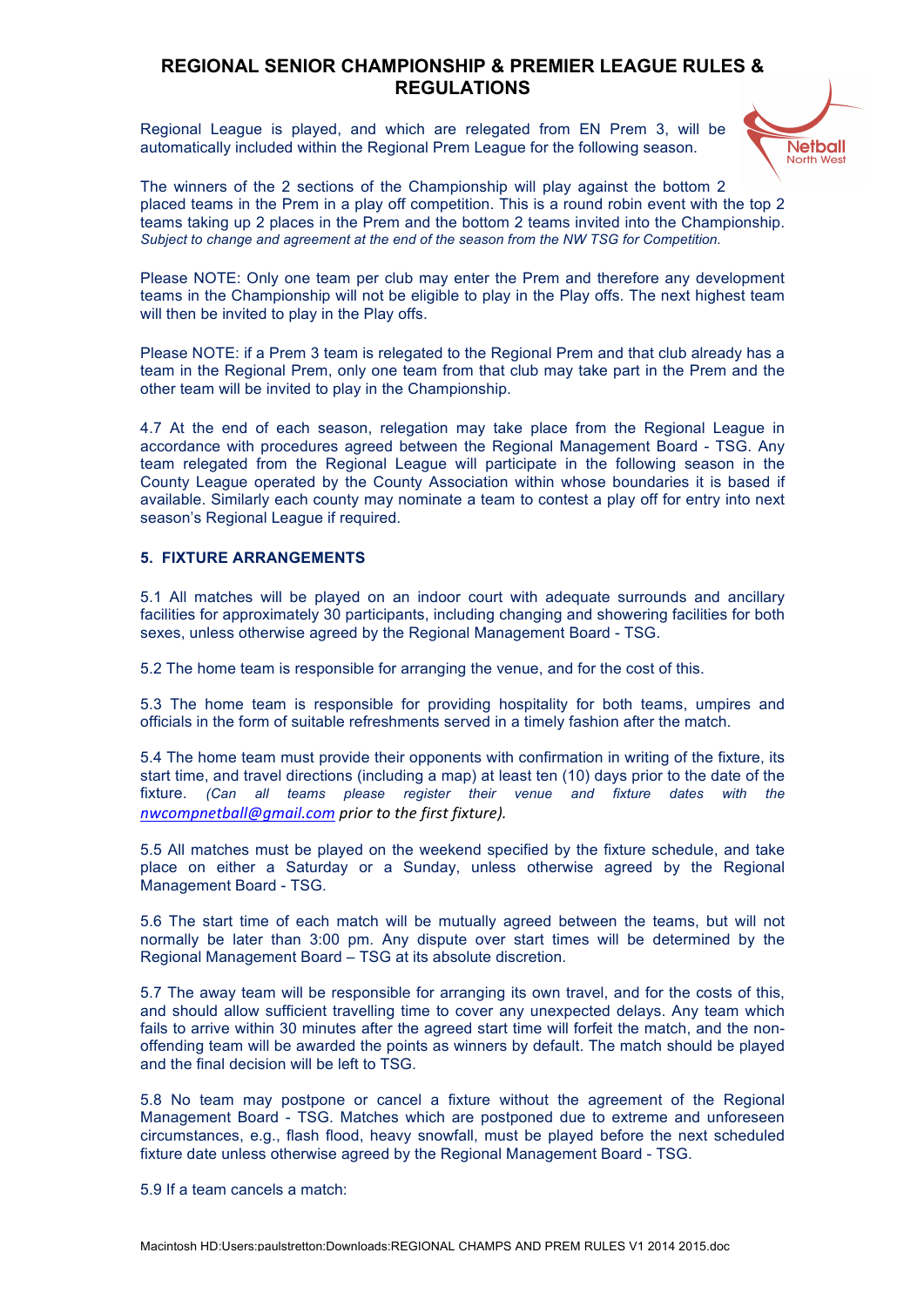Regional League is played, and which are relegated from EN Prem 3, will be automatically included within the Regional Prem League for the following season.

The winners of the 2 sections of the Championship will play against the bottom 2 placed teams in the Prem in a play off competition. This is a round robin event with the top 2 teams taking up 2 places in the Prem and the bottom 2 teams invited into the Championship. *Subject to change and agreement at the end of the season from the NW TSG for Competition.*

Please NOTE: Only one team per club may enter the Prem and therefore any development teams in the Championship will not be eligible to play in the Play offs. The next highest team will then be invited to play in the Play offs.

Please NOTE: if a Prem 3 team is relegated to the Regional Prem and that club already has a team in the Regional Prem, only one team from that club may take part in the Prem and the other team will be invited to play in the Championship.

4.7 At the end of each season, relegation may take place from the Regional League in accordance with procedures agreed between the Regional Management Board - TSG. Any team relegated from the Regional League will participate in the following season in the County League operated by the County Association within whose boundaries it is based if available. Similarly each county may nominate a team to contest a play off for entry into next season's Regional League if required.

## 5. FIXTURE ARRANGEMENTS

5.1 All matches will be played on an indoor court with adequate surrounds and ancillary facilities for approximately 30 participants, including changing and showering facilities for both sexes, unless otherwise agreed by the Regional Management Board - TSG.

5.2 The home team is responsible for arranging the venue, and for the cost of this.

5.3 The home team is responsible for providing hospitality for both teams, umpires and officials in the form of suitable refreshments served in a timely fashion after the match.

5.4 The home team must provide their opponents with confirmation in writing of the fixture, its start time, and travel directions (including a map) at least ten (10) days prior to the date of the fixture. *(Can all teams please register their venue and fixture dates with the nwcompnetball@gmail.com prior to the first fixture).*

5.5 All matches must be played on the weekend specified by the fixture schedule, and take place on either a Saturday or a Sunday, unless otherwise agreed by the Regional Management Board - TSG.

5.6 The start time of each match will be mutually agreed between the teams, but will not normally be later than 3:00 pm. Any dispute over start times will be determined by the Regional Management Board – TSG at its absolute discretion.

5.7 The away team will be responsible for arranging its own travel, and for the costs of this, and should allow sufficient travelling time to cover any unexpected delays. Any team which fails to arrive within 30 minutes after the agreed start time will forfeit the match, and the non-offending team will be awarded the points as winners by default. The match should be played and the final decision will be left to TSG.

5.8 No team may postpone or cancel a fixture without the agreement of the Regional Management Board - TSG. Matches which are postponed due to extreme and unforeseen circumstances, e.g., flash flood, heavy snowfall, must be played before the next scheduled fixture date unless otherwise agreed by the Regional Management Board - TSG.

5.9 If a team cancels a match: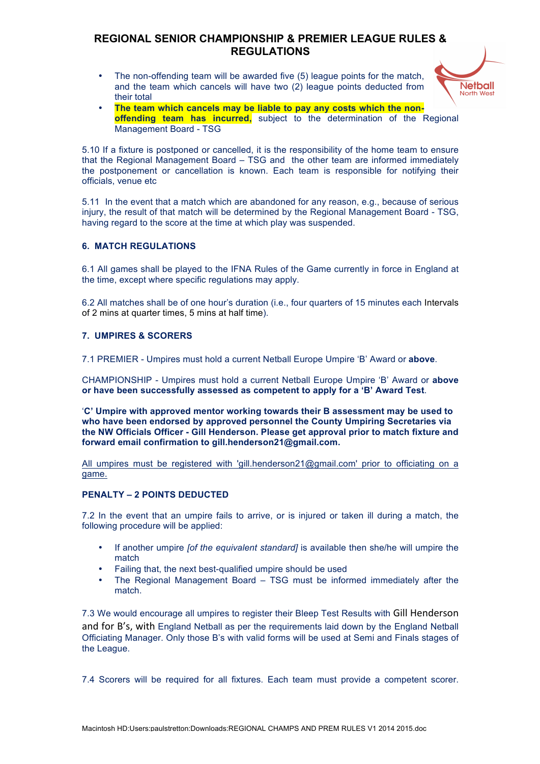# REGIONAL SENIOR CHAMPIONSHIP & PREMIER LEAGUE RULES & REGULATIONS

- The non-offending team will be awarded five (5) league points for the match, and the team which cancels will have two (2) league points deducted from their total
- **The team which cancels may be liable to pay any costs which the non-offending team has incurred,** subject to the determination of the Regional Management Board - TSG

5.10 If a fixture is postponed or cancelled, it is the responsibility of the home team to ensure that the Regional Management Board – TSG and the other team are informed immediately the postponement or cancellation is known. Each team is responsible for notifying their officials, venue etc

5.11 In the event that a match which are abandoned for any reason, e.g., because of serious injury, the result of that match will be determined by the Regional Management Board - TSG, having regard to the score at the time at which play was suspended.

## 6. MATCH REGULATIONS

6.1 All games shall be played to the IFNA Rules of the Game currently in force in England at the time, except where specific regulations may apply.

6.2 All matches shall be of one hour's duration (i.e., four quarters of 15 minutes each Intervals of 2 mins at quarter times, 5 mins at half time).

## 7. UMPIRES & SCORERS

7.1 PREMIER - Umpires must hold a current Netball Europe Umpire 'B' Award or **above**.

CHAMPIONSHIP - Umpires must hold a current Netball Europe Umpire 'B' Award or **above or have been successfully assessed as competent to apply for a 'B' Award Test**.

'**C' Umpire with approved mentor working towards their B assessment may be used to who have been endorsed by approved personnel the County Umpiring Secretaries via the NW Officials Officer - Gill Henderson. Please get approval prior to match fixture and forward email confirmation to gill.henderson21@gmail.com.**

All umpires must be registered with 'gill.henderson21@gmail.com' prior to officiating on a game.

**PENALTY – 2 POINTS DEDUCTED**

7.2 In the event that an umpire fails to arrive, or is injured or taken ill during a match, the following procedure will be applied:

- If another umpire *[of the equivalent standard]* is available then she/he will umpire the match
- Failing that, the next best-qualified umpire should be used
- The Regional Management Board – TSG must be informed immediately after the match.

7.3 We would encourage all umpires to register their Bleep Test Results with Gill Henderson and for B's, with England Netball as per the requirements laid down by the England Netball Officiating Manager. Only those B's with valid forms will be used at Semi and Finals stages of the League.

7.4 Scorers will be required for all fixtures. Each team must provide a competent scorer.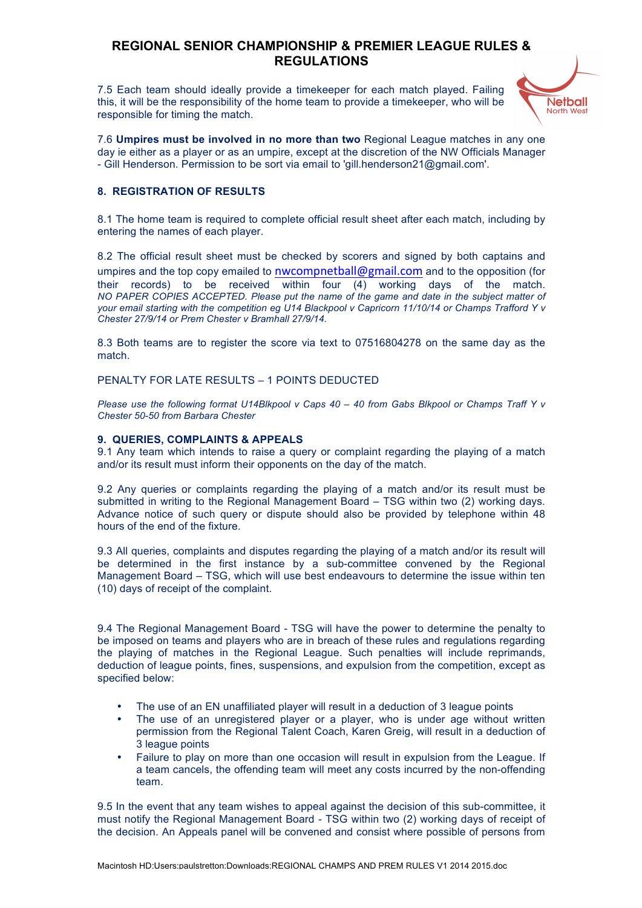7.5 Each team should ideally provide a timekeeper for each match played. Failing this, it will be the responsibility of the home team to provide a timekeeper, who will be responsible for timing the match.

7.6 **Umpires must be involved in no more than two** Regional League matches in any one day ie either as a player or as an umpire, except at the discretion of the NW Officials Manager - Gill Henderson. Permission to be sort via email to 'gill.henderson21@gmail.com'.

## 8. REGISTRATION OF RESULTS

8.1 The home team is required to complete official result sheet after each match, including by entering the names of each player.

8.2 The official result sheet must be checked by scorers and signed by both captains and umpires and the top copy emailed to nwcompnetball@gmail.com and to the opposition (for their records) to be received within four (4) working days of the match. *NO PAPER COPIES ACCEPTED. Please put the name of the game and date in the subject matter of your email starting with the competition eg U14 Blackpool v Capricorn 11/10/14 or Champs Trafford Y v Chester 27/9/14 or Prem Chester v Bramhall 27/9/14.*

8.3 Both teams are to register the score via text to 07516804278 on the same day as the match.

PENALTY FOR LATE RESULTS – 1 POINTS DEDUCTED

*Please use the following format U14Blkpool v Caps 40 – 40 from Gabs Blkpool or Champs Traff Y v Chester 50-50 from Barbara Chester*

## 9. QUERIES, COMPLAINTS & APPEALS

9.1 Any team which intends to raise a query or complaint regarding the playing of a match and/or its result must inform their opponents on the day of the match.

9.2 Any queries or complaints regarding the playing of a match and/or its result must be submitted in writing to the Regional Management Board – TSG within two (2) working days. Advance notice of such query or dispute should also be provided by telephone within 48 hours of the end of the fixture.

9.3 All queries, complaints and disputes regarding the playing of a match and/or its result will be determined in the first instance by a sub-committee convened by the Regional Management Board – TSG, which will use best endeavours to determine the issue within ten (10) days of receipt of the complaint.

9.4 The Regional Management Board - TSG will have the power to determine the penalty to be imposed on teams and players who are in breach of these rules and regulations regarding the playing of matches in the Regional League. Such penalties will include reprimands, deduction of league points, fines, suspensions, and expulsion from the competition, except as specified below:

- The use of an EN unaffiliated player will result in a deduction of 3 league points
- The use of an unregistered player or a player, who is under age without written permission from the Regional Talent Coach, Karen Greig, will result in a deduction of 3 league points
- Failure to play on more than one occasion will result in expulsion from the League. If a team cancels, the offending team will meet any costs incurred by the non-offending team.

9.5 In the event that any team wishes to appeal against the decision of this sub-committee, it must notify the Regional Management Board - TSG within two (2) working days of receipt of the decision. An Appeals panel will be convened and consist where possible of persons from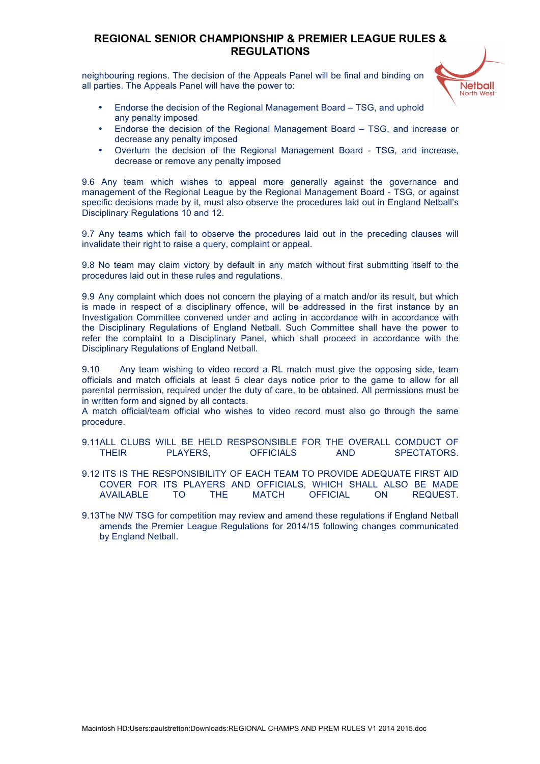neighbouring regions. The decision of the Appeals Panel will be final and binding on all parties. The Appeals Panel will have the power to:

- Endorse the decision of the Regional Management Board – TSG, and uphold any penalty imposed
- Endorse the decision of the Regional Management Board – TSG, and increase or decrease any penalty imposed
- Overturn the decision of the Regional Management Board - TSG, and increase, decrease or remove any penalty imposed

9.6 Any team which wishes to appeal more generally against the governance and management of the Regional League by the Regional Management Board - TSG, or against specific decisions made by it, must also observe the procedures laid out in England Netball's Disciplinary Regulations 10 and 12.

9.7 Any teams which fail to observe the procedures laid out in the preceding clauses will invalidate their right to raise a query, complaint or appeal.

9.8 No team may claim victory by default in any match without first submitting itself to the procedures laid out in these rules and regulations.

9.9 Any complaint which does not concern the playing of a match and/or its result, but which is made in respect of a disciplinary offence, will be addressed in the first instance by an Investigation Committee convened under and acting in accordance with in accordance with the Disciplinary Regulations of England Netball. Such Committee shall have the power to refer the complaint to a Disciplinary Panel, which shall proceed in accordance with the Disciplinary Regulations of England Netball.

9.10 Any team wishing to video record a RL match must give the opposing side, team officials and match officials at least 5 clear days notice prior to the game to allow for all parental permission, required under the duty of care, to be obtained. All permissions must be in written form and signed by all contacts.
A match official/team official who wishes to video record must also go through the same procedure.

9.11ALL CLUBS WILL BE HELD RESPSONSIBLE FOR THE OVERALL COMDUCT OF THEIR PLAYERS, OFFICIALS AND SPECTATORS.

9.12 ITS IS THE RESPONSIBILITY OF EACH TEAM TO PROVIDE ADEQUATE FIRST AID COVER FOR ITS PLAYERS AND OFFICIALS, WHICH SHALL ALSO BE MADE AVAILABLE TO THE MATCH OFFICIAL ON REQUEST.

9.13The NW TSG for competition may review and amend these regulations if England Netball amends the Premier League Regulations for 2014/15 following changes communicated by England Netball.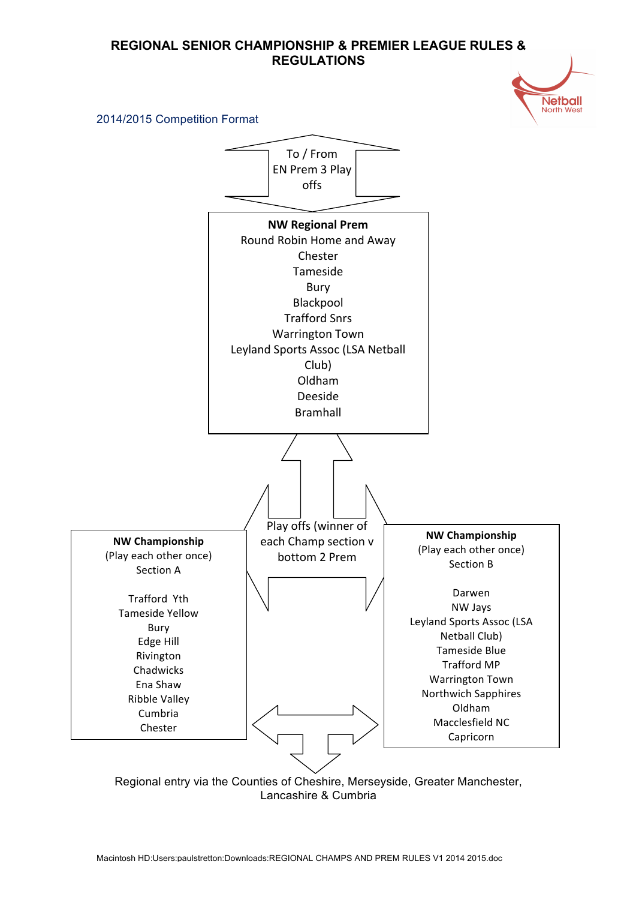# REGIONAL SENIOR CHAMPIONSHIP & PREMIER LEAGUE RULES & REGULATIONS

Netball North West

2014/2015 Competition Format

To / From EN Prem 3 Play offs

**NW Regional Prem**
Round Robin Home and Away
Chester
Tameside
Bury
Blackpool
Trafford Snrs
Warrington Town
Leyland Sports Assoc (LSA Netball Club)
Oldham
Deeside
Bramhall

Play offs (winner of each Champ section v bottom 2 Prem

**NW Championship**
(Play each other once)
Section A

Trafford Yth
Tameside Yellow
Bury
Edge Hill
Rivington
Chadwicks
Ena Shaw
Ribble Valley
Cumbria
Chester

**NW Championship**
(Play each other once)
Section B

Darwen
NW Jays
Leyland Sports Assoc (LSA Netball Club)
Tameside Blue
Trafford MP
Warrington Town
Northwich Sapphires
Oldham
Macclesfield NC
Capricorn

Regional entry via the Counties of Cheshire, Merseyside, Greater Manchester, Lancashire & Cumbria